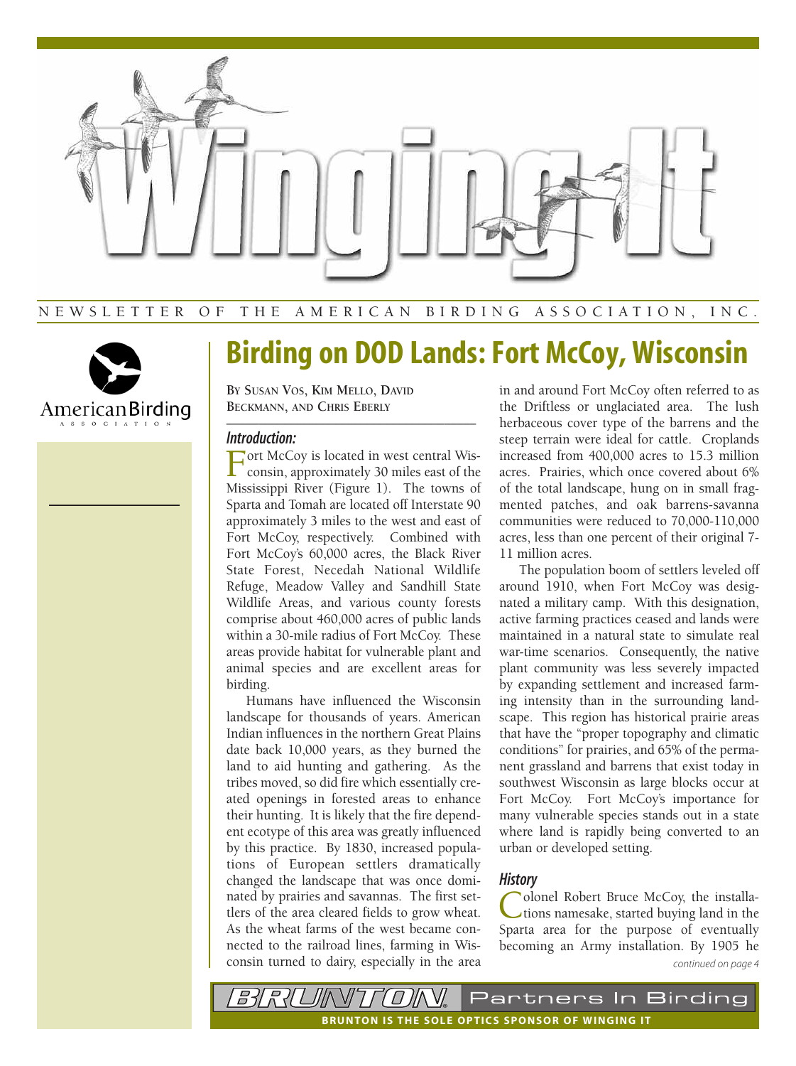# Winging It

NEWSLETTER OF THE AMERICAN BIRDING ASSOCIATION, INC.

American Birding Association

# Birding on DOD Lands: Fort McCoy, Wisconsin

By Susan Vos, Kim Mello, David Beckmann, and Chris Eberly

### *Introduction:*

Fort McCoy is located in west central Wisconsin, approximately 30 miles east of the Mississippi River (Figure 1). The towns of Sparta and Tomah are located off Interstate 90 approximately 3 miles to the west and east of Fort McCoy, respectively. Combined with Fort McCoy's 60,000 acres, the Black River State Forest, Necedah National Wildlife Refuge, Meadow Valley and Sandhill State Wildlife Areas, and various county forests comprise about 460,000 acres of public lands within a 30-mile radius of Fort McCoy. These areas provide habitat for vulnerable plant and animal species and are excellent areas for birding.

Humans have influenced the Wisconsin landscape for thousands of years. American Indian influences in the northern Great Plains date back 10,000 years, as they burned the land to aid hunting and gathering. As the tribes moved, so did fire which essentially created openings in forested areas to enhance their hunting. It is likely that the fire dependent ecotype of this area was greatly influenced by this practice. By 1830, increased populations of European settlers dramatically changed the landscape that was once dominated by prairies and savannas. The first settlers of the area cleared fields to grow wheat. As the wheat farms of the west became connected to the railroad lines, farming in Wisconsin turned to dairy, especially in the area in and around Fort McCoy often referred to as the Driftless or unglaciated area. The lush herbaceous cover type of the barrens and the steep terrain were ideal for cattle. Croplands increased from 400,000 acres to 15.3 million acres. Prairies, which once covered about 6% of the total landscape, hung on in small fragmented patches, and oak barrens-savanna communities were reduced to 70,000-110,000 acres, less than one percent of their original 7-11 million acres.

The population boom of settlers leveled off around 1910, when Fort McCoy was designated a military camp. With this designation, active farming practices ceased and lands were maintained in a natural state to simulate real war-time scenarios. Consequently, the native plant community was less severely impacted by expanding settlement and increased farming intensity than in the surrounding landscape. This region has historical prairie areas that have the "proper topography and climatic conditions" for prairies, and 65% of the permanent grassland and barrens that exist today in southwest Wisconsin as large blocks occur at Fort McCoy. Fort McCoy's importance for many vulnerable species stands out in a state where land is rapidly being converted to an urban or developed setting.

### *History*

Colonel Robert Bruce McCoy, the installations namesake, started buying land in the Sparta area for the purpose of eventually becoming an Army installation. By 1905 he

*continued on page 4*

BRUNTON Partners In Birding

BRUNTON IS THE SOLE OPTICS SPONSOR OF WINGING IT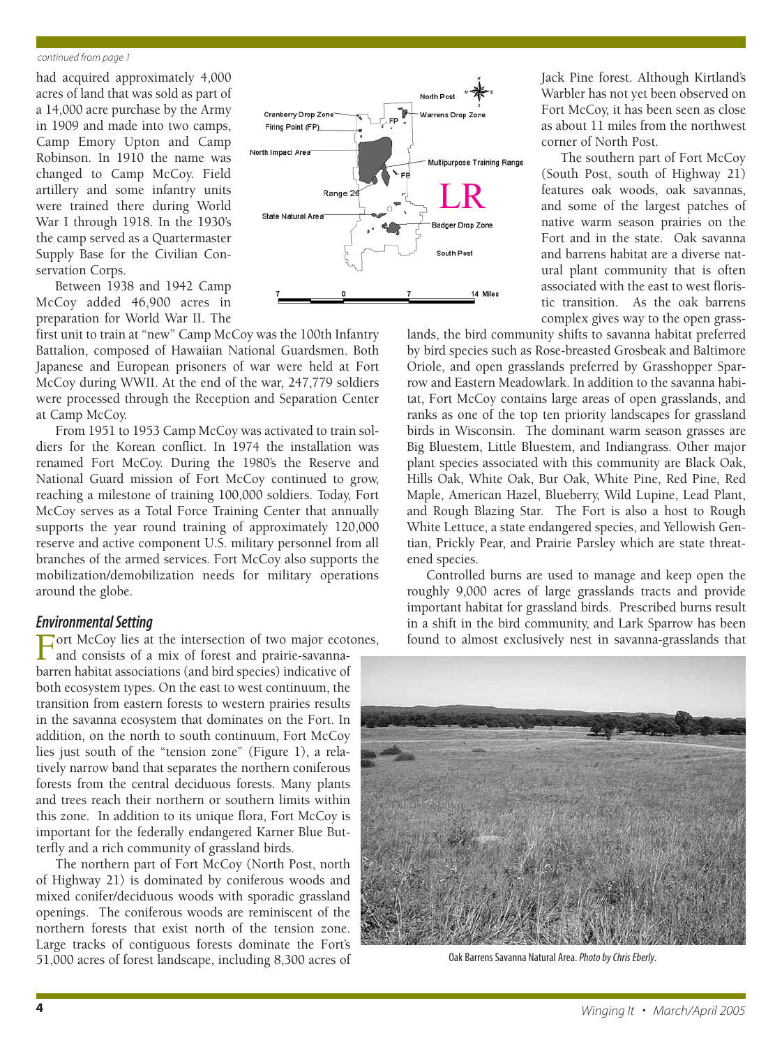*continued from page 1*

had acquired approximately 4,000 acres of land that was sold as part of a 14,000 acre purchase by the Army in 1909 and made into two camps, Camp Emory Upton and Camp Robinson. In 1910 the name was changed to Camp McCoy. Field artillery and some infantry units were trained there during World War I through 1918. In the 1930's the camp served as a Quartermaster Supply Base for the Civilian Conservation Corps.

Between 1938 and 1942 Camp McCoy added 46,900 acres in preparation for World War II. The first unit to train at "new" Camp McCoy was the 100th Infantry Battalion, composed of Hawaiian National Guardsmen. Both Japanese and European prisoners of war were held at Fort McCoy during WWII. At the end of the war, 247,779 soldiers were processed through the Reception and Separation Center at Camp McCoy.

From 1951 to 1953 Camp McCoy was activated to train soldiers for the Korean conflict. In 1974 the installation was renamed Fort McCoy. During the 1980's the Reserve and National Guard mission of Fort McCoy continued to grow, reaching a milestone of training 100,000 soldiers. Today, Fort McCoy serves as a Total Force Training Center that annually supports the year round training of approximately 120,000 reserve and active component U.S. military personnel from all branches of the armed services. Fort McCoy also supports the mobilization/demobilization needs for military operations around the globe.

## Environmental Setting

Fort McCoy lies at the intersection of two major ecotones, and consists of a mix of forest and prairie-savanna-barren habitat associations (and bird species) indicative of both ecosystem types. On the east to west continuum, the transition from eastern forests to western prairies results in the savanna ecosystem that dominates on the Fort. In addition, on the north to south continuum, Fort McCoy lies just south of the "tension zone" (Figure 1), a relatively narrow band that separates the northern coniferous forests from the central deciduous forests. Many plants and trees reach their northern or southern limits within this zone. In addition to its unique flora, Fort McCoy is important for the federally endangered Karner Blue Butterfly and a rich community of grassland birds.

The northern part of Fort McCoy (North Post, north of Highway 21) is dominated by coniferous woods and mixed conifer/deciduous woods with sporadic grassland openings. The coniferous woods are reminiscent of the northern forests that exist north of the tension zone. Large tracks of contiguous forests dominate the Fort's 51,000 acres of forest landscape, including 8,300 acres of Jack Pine forest. Although Kirtland's Warbler has not yet been observed on Fort McCoy, it has been seen as close as about 11 miles from the northwest corner of North Post.

The southern part of Fort McCoy (South Post, south of Highway 21) features oak woods, oak savannas, and some of the largest patches of native warm season prairies on the Fort and in the state. Oak savanna and barrens habitat are a diverse natural plant community that is often associated with the east to west floristic transition. As the oak barrens complex gives way to the open grasslands, the bird community shifts to savanna habitat preferred by bird species such as Rose-breasted Grosbeak and Baltimore Oriole, and open grasslands preferred by Grasshopper Sparrow and Eastern Meadowlark. In addition to the savanna habitat, Fort McCoy contains large areas of open grasslands, and ranks as one of the top ten priority landscapes for grassland birds in Wisconsin. The dominant warm season grasses are Big Bluestem, Little Bluestem, and Indiangrass. Other major plant species associated with this community are Black Oak, Hills Oak, White Oak, Bur Oak, White Pine, Red Pine, Red Maple, American Hazel, Blueberry, Wild Lupine, Lead Plant, and Rough Blazing Star. The Fort is also a host to Rough White Lettuce, a state endangered species, and Yellowish Gentian, Prickly Pear, and Prairie Parsley which are state threatened species.

Controlled burns are used to manage and keep open the roughly 9,000 acres of large grasslands tracts and provide important habitat for grassland birds. Prescribed burns result in a shift in the bird community, and Lark Sparrow has been found to almost exclusively nest in savanna-grasslands that

Oak Barrens Savanna Natural Area. *Photo by Chris Eberly.*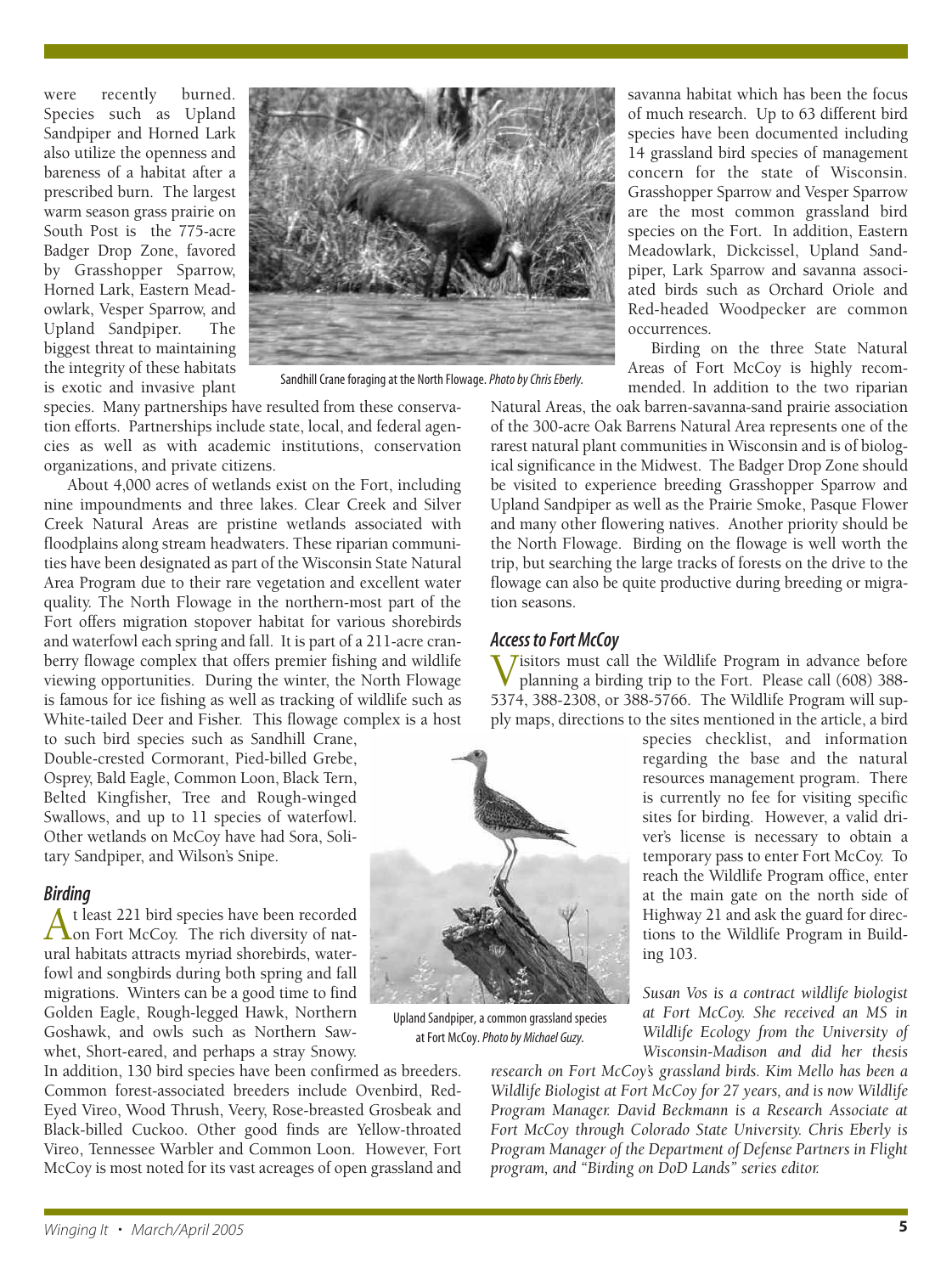were recently burned. Species such as Upland Sandpiper and Horned Lark also utilize the openness and bareness of a habitat after a prescribed burn. The largest warm season grass prairie on South Post is the 775-acre Badger Drop Zone, favored by Grasshopper Sparrow, Horned Lark, Eastern Meadowlark, Vesper Sparrow, and Upland Sandpiper. The biggest threat to maintaining the integrity of these habitats is exotic and invasive plant species. Many partnerships have resulted from these conservation efforts. Partnerships include state, local, and federal agencies as well as with academic institutions, conservation organizations, and private citizens.

Sandhill Crane foraging at the North Flowage. *Photo by Chris Eberly.*

About 4,000 acres of wetlands exist on the Fort, including nine impoundments and three lakes. Clear Creek and Silver Creek Natural Areas are pristine wetlands associated with floodplains along stream headwaters. These riparian communities have been designated as part of the Wisconsin State Natural Area Program due to their rare vegetation and excellent water quality. The North Flowage in the northern-most part of the Fort offers migration stopover habitat for various shorebirds and waterfowl each spring and fall. It is part of a 211-acre cranberry flowage complex that offers premier fishing and wildlife viewing opportunities. During the winter, the North Flowage is famous for ice fishing as well as tracking of wildlife such as White-tailed Deer and Fisher. This flowage complex is a host to such bird species such as Sandhill Crane, Double-crested Cormorant, Pied-billed Grebe, Osprey, Bald Eagle, Common Loon, Black Tern, Belted Kingfisher, Tree and Rough-winged Swallows, and up to 11 species of waterfowl. Other wetlands on McCoy have had Sora, Solitary Sandpiper, and Wilson's Snipe.

### *Birding*

At least 221 bird species have been recorded on Fort McCoy. The rich diversity of natural habitats attracts myriad shorebirds, waterfowl and songbirds during both spring and fall migrations. Winters can be a good time to find Golden Eagle, Rough-legged Hawk, Northern Goshawk, and owls such as Northern Saw-whet, Short-eared, and perhaps a stray Snowy. In addition, 130 bird species have been confirmed as breeders. Common forest-associated breeders include Ovenbird, Red-Eyed Vireo, Wood Thrush, Veery, Rose-breasted Grosbeak and Black-billed Cuckoo. Other good finds are Yellow-throated Vireo, Tennessee Warbler and Common Loon. However, Fort McCoy is most noted for its vast acreages of open grassland and savanna habitat which has been the focus of much research. Up to 63 different bird species have been documented including 14 grassland bird species of management concern for the state of Wisconsin. Grasshopper Sparrow and Vesper Sparrow are the most common grassland bird species on the Fort. In addition, Eastern Meadowlark, Dickcissel, Upland Sandpiper, Lark Sparrow and savanna associated birds such as Orchard Oriole and Red-headed Woodpecker are common occurrences.

Upland Sandpiper, a common grassland species at Fort McCoy. *Photo by Michael Guzy.*

Birding on the three State Natural Areas of Fort McCoy is highly recommended. In addition to the two riparian Natural Areas, the oak barren-savanna-sand prairie association of the 300-acre Oak Barrens Natural Area represents one of the rarest natural plant communities in Wisconsin and is of biological significance in the Midwest. The Badger Drop Zone should be visited to experience breeding Grasshopper Sparrow and Upland Sandpiper as well as the Prairie Smoke, Pasque Flower and many other flowering natives. Another priority should be the North Flowage. Birding on the flowage is well worth the trip, but searching the large tracks of forests on the drive to the flowage can also be quite productive during breeding or migration seasons.

### *Access to Fort McCoy*

Visitors must call the Wildlife Program in advance before planning a birding trip to the Fort. Please call (608) 388-5374, 388-2308, or 388-5766. The Wildlife Program will supply maps, directions to the sites mentioned in the article, a bird species checklist, and information regarding the base and the natural resources management program. There is currently no fee for visiting specific sites for birding. However, a valid driver's license is necessary to obtain a temporary pass to enter Fort McCoy. To reach the Wildlife Program office, enter at the main gate on the north side of Highway 21 and ask the guard for directions to the Wildlife Program in Building 103.

*Susan Vos is a contract wildlife biologist at Fort McCoy. She received an MS in Wildlife Ecology from the University of Wisconsin-Madison and did her thesis research on Fort McCoy's grassland birds. Kim Mello has been a Wildlife Biologist at Fort McCoy for 27 years, and is now Wildlife Program Manager. David Beckmann is a Research Associate at Fort McCoy through Colorado State University. Chris Eberly is Program Manager of the Department of Defense Partners in Flight program, and "Birding on DoD Lands" series editor.*